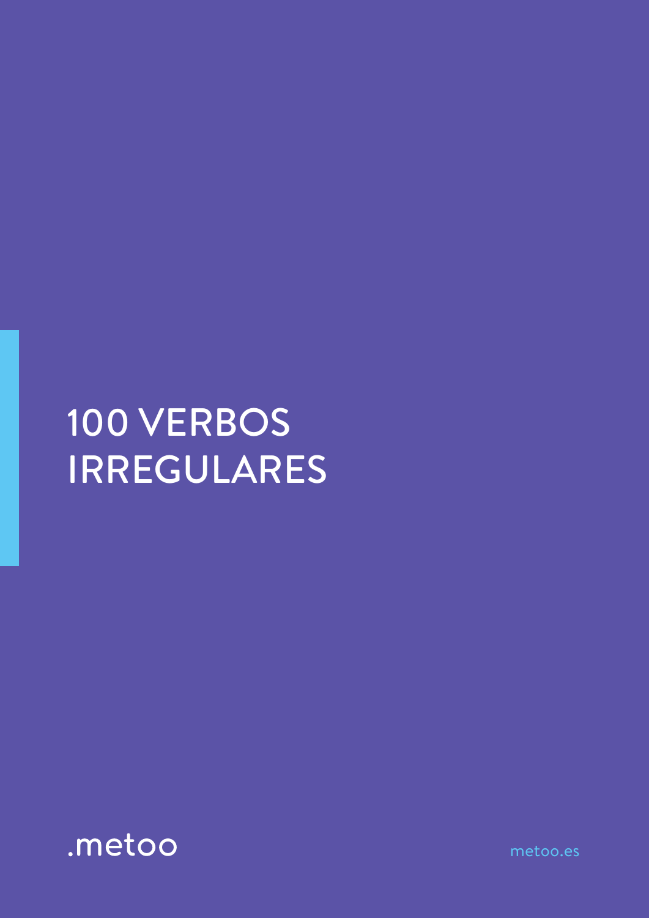# 100 VERBOS IRREGULARES

.metoo

metoo.es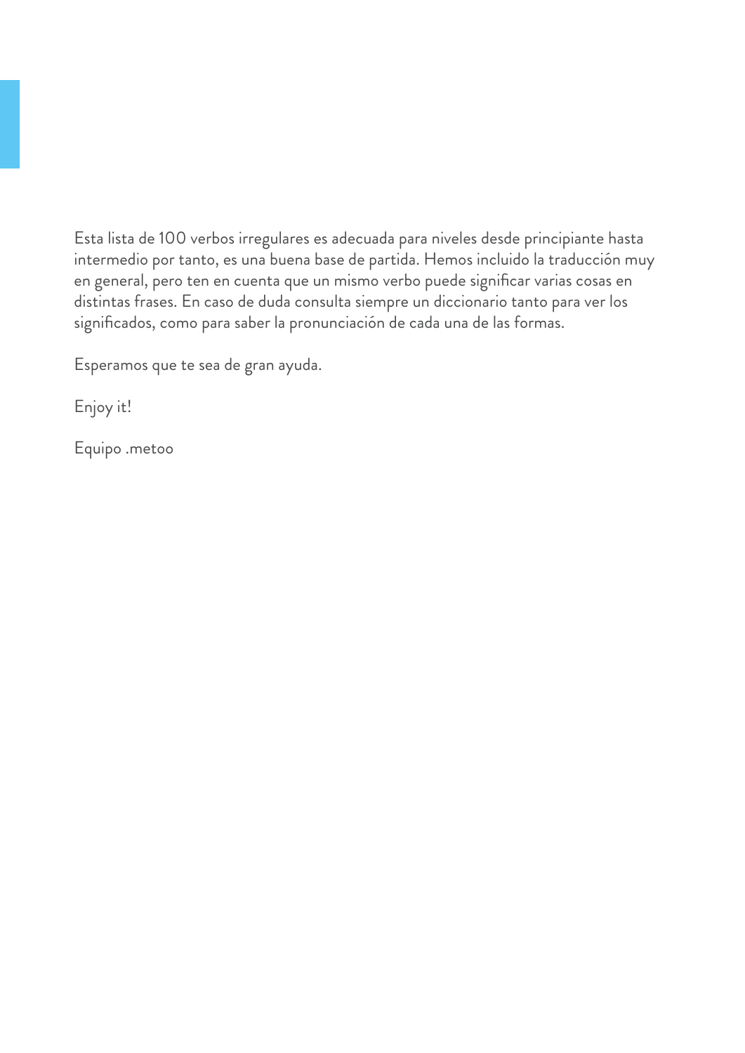Esta lista de 100 verbos irregulares es adecuada para niveles desde principiante hasta intermedio por tanto, es una buena base de partida. Hemos incluido la traducción muy en general, pero ten en cuenta que un mismo verbo puede significar varias cosas en distintas frases. En caso de duda consulta siempre un diccionario tanto para ver los significados, como para saber la pronunciación de cada una de las formas.

Esperamos que te sea de gran ayuda.

Enjoy it!

Equipo .metoo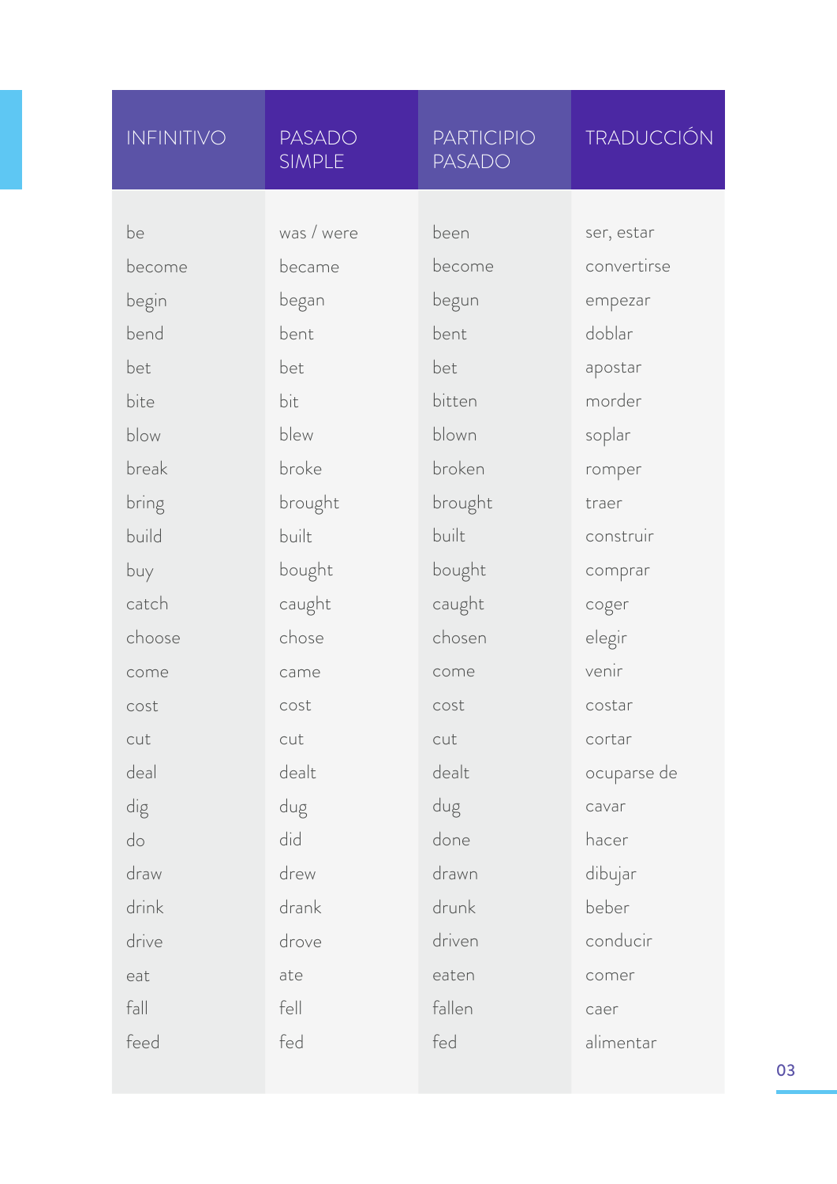| INFINITIVO | PASADO SIMPLE | PARTICIPIO PASADO | TRADUCCIÓN |
|---|---|---|---|
| be | was / were | been | ser, estar |
| become | became | become | convertirse |
| begin | began | begun | empezar |
| bend | bent | bent | doblar |
| bet | bet | bet | apostar |
| bite | bit | bitten | morder |
| blow | blew | blown | soplar |
| break | broke | broken | romper |
| bring | brought | brought | traer |
| build | built | built | construir |
| buy | bought | bought | comprar |
| catch | caught | caught | coger |
| choose | chose | chosen | elegir |
| come | came | come | venir |
| cost | cost | cost | costar |
| cut | cut | cut | cortar |
| deal | dealt | dealt | ocuparse de |
| dig | dug | dug | cavar |
| do | did | done | hacer |
| draw | drew | drawn | dibujar |
| drink | drank | drunk | beber |
| drive | drove | driven | conducir |
| eat | ate | eaten | comer |
| fall | fell | fallen | caer |
| feed | fed | fed | alimentar |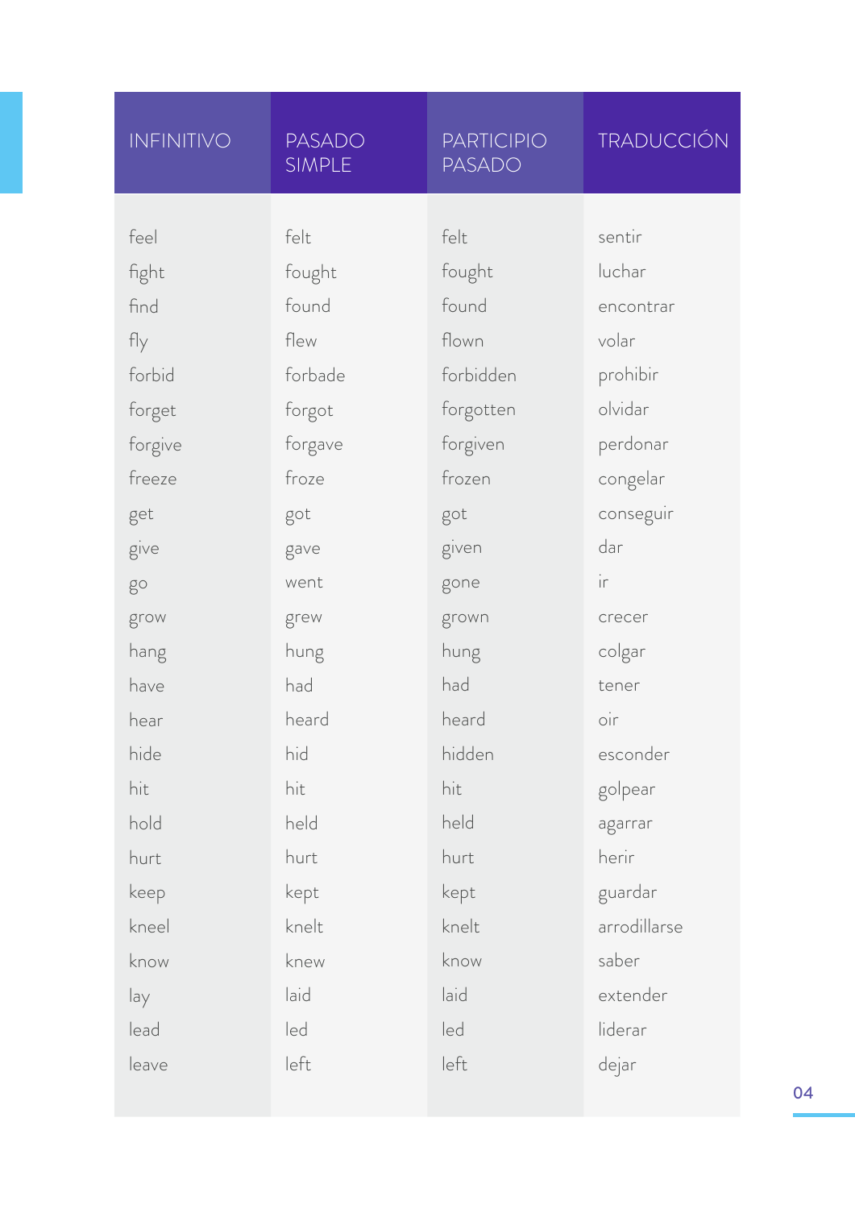| INFINITIVO | PASADO SIMPLE | PARTICIPIO PASADO | TRADUCCIÓN |
|---|---|---|---|
| feel | felt | felt | sentir |
| fight | fought | fought | luchar |
| find | found | found | encontrar |
| fly | flew | flown | volar |
| forbid | forbade | forbidden | prohibir |
| forget | forgot | forgotten | olvidar |
| forgive | forgave | forgiven | perdonar |
| freeze | froze | frozen | congelar |
| get | got | got | conseguir |
| give | gave | given | dar |
| go | went | gone | ir |
| grow | grew | grown | crecer |
| hang | hung | hung | colgar |
| have | had | had | tener |
| hear | heard | heard | oir |
| hide | hid | hidden | esconder |
| hit | hit | hit | golpear |
| hold | held | held | agarrar |
| hurt | hurt | hurt | herir |
| keep | kept | kept | guardar |
| kneel | knelt | knelt | arrodillarse |
| know | knew | know | saber |
| lay | laid | laid | extender |
| lead | led | led | liderar |
| leave | left | left | dejar |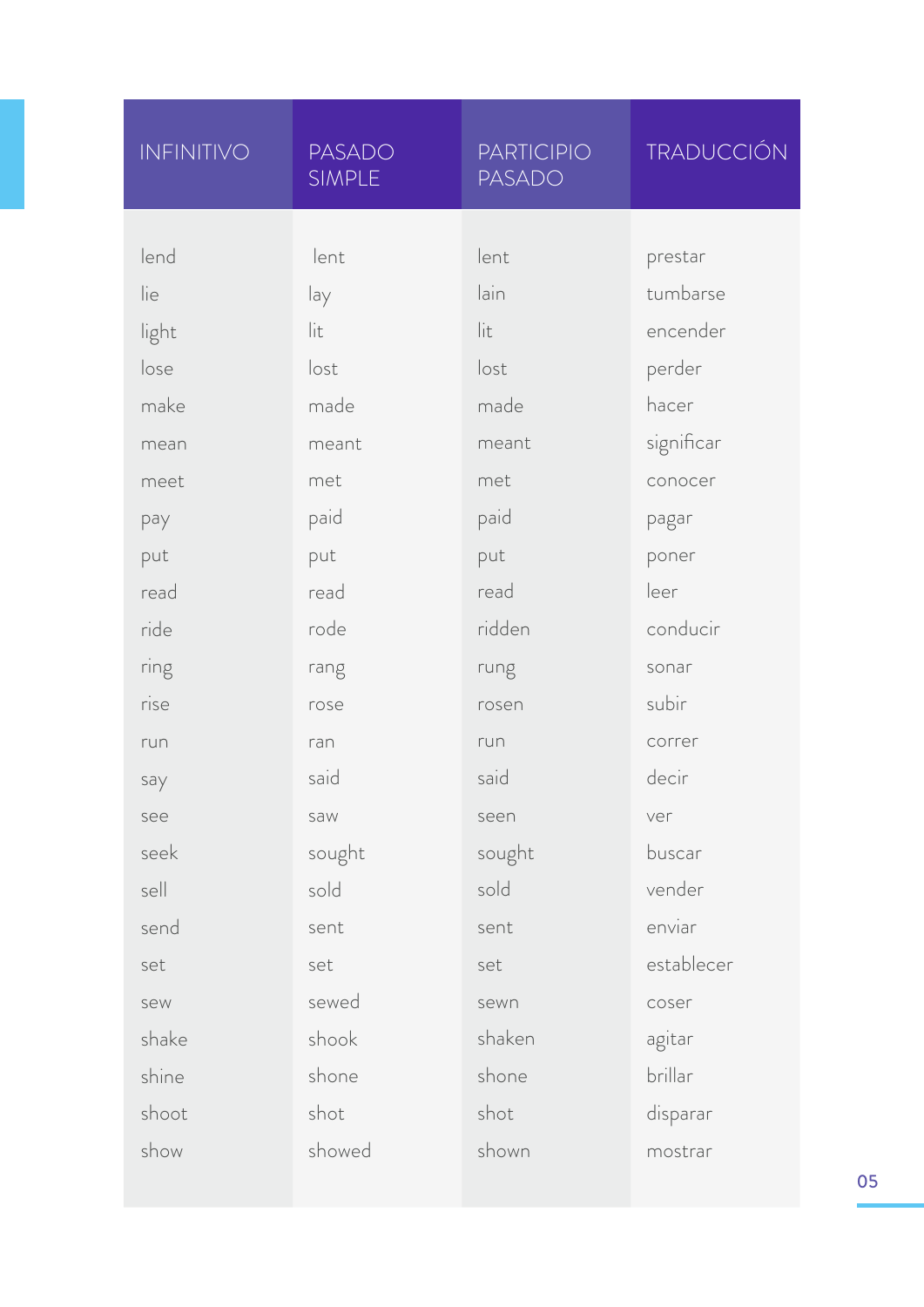| INFINITIVO | PASADO SIMPLE | PARTICIPIO PASADO | TRADUCCIÓN |
|---|---|---|---|
| lend | lent | lent | prestar |
| lie | lay | lain | tumbarse |
| light | lit | lit | encender |
| lose | lost | lost | perder |
| make | made | made | hacer |
| mean | meant | meant | significar |
| meet | met | met | conocer |
| pay | paid | paid | pagar |
| put | put | put | poner |
| read | read | read | leer |
| ride | rode | ridden | conducir |
| ring | rang | rung | sonar |
| rise | rose | rosen | subir |
| run | ran | run | correr |
| say | said | said | decir |
| see | saw | seen | ver |
| seek | sought | sought | buscar |
| sell | sold | sold | vender |
| send | sent | sent | enviar |
| set | set | set | establecer |
| sew | sewed | sewn | coser |
| shake | shook | shaken | agitar |
| shine | shone | shone | brillar |
| shoot | shot | shot | disparar |
| show | showed | shown | mostrar |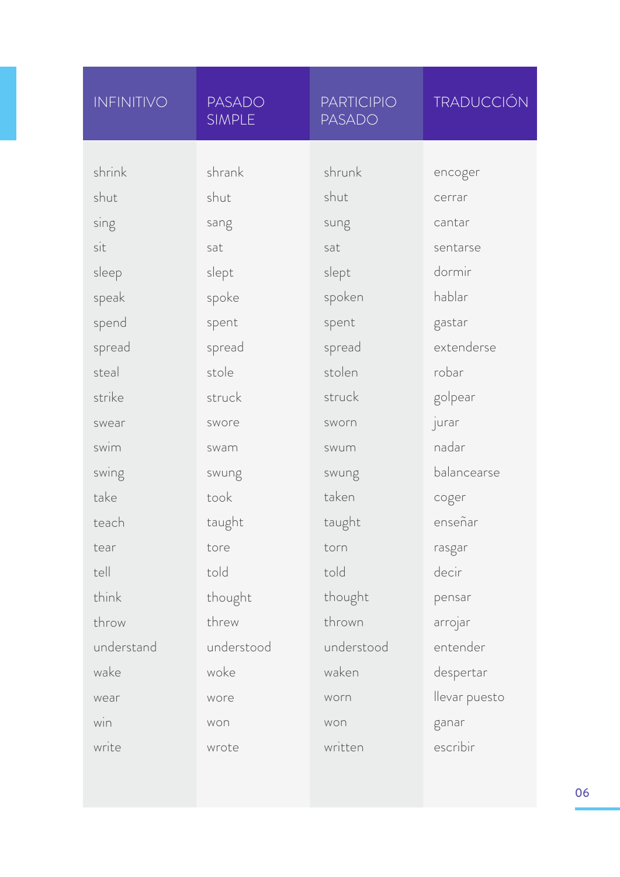| INFINITIVO | PASADO SIMPLE | PARTICIPIO PASADO | TRADUCCIÓN |
| --- | --- | --- | --- |
| shrink | shrank | shrunk | encoger |
| shut | shut | shut | cerrar |
| sing | sang | sung | cantar |
| sit | sat | sat | sentarse |
| sleep | slept | slept | dormir |
| speak | spoke | spoken | hablar |
| spend | spent | spent | gastar |
| spread | spread | spread | extenderse |
| steal | stole | stolen | robar |
| strike | struck | struck | golpear |
| swear | swore | sworn | jurar |
| swim | swam | swum | nadar |
| swing | swung | swung | balancearse |
| take | took | taken | coger |
| teach | taught | taught | enseñar |
| tear | tore | torn | rasgar |
| tell | told | told | decir |
| think | thought | thought | pensar |
| throw | threw | thrown | arrojar |
| understand | understood | understood | entender |
| wake | woke | waken | despertar |
| wear | wore | worn | llevar puesto |
| win | won | won | ganar |
| write | wrote | written | escribir |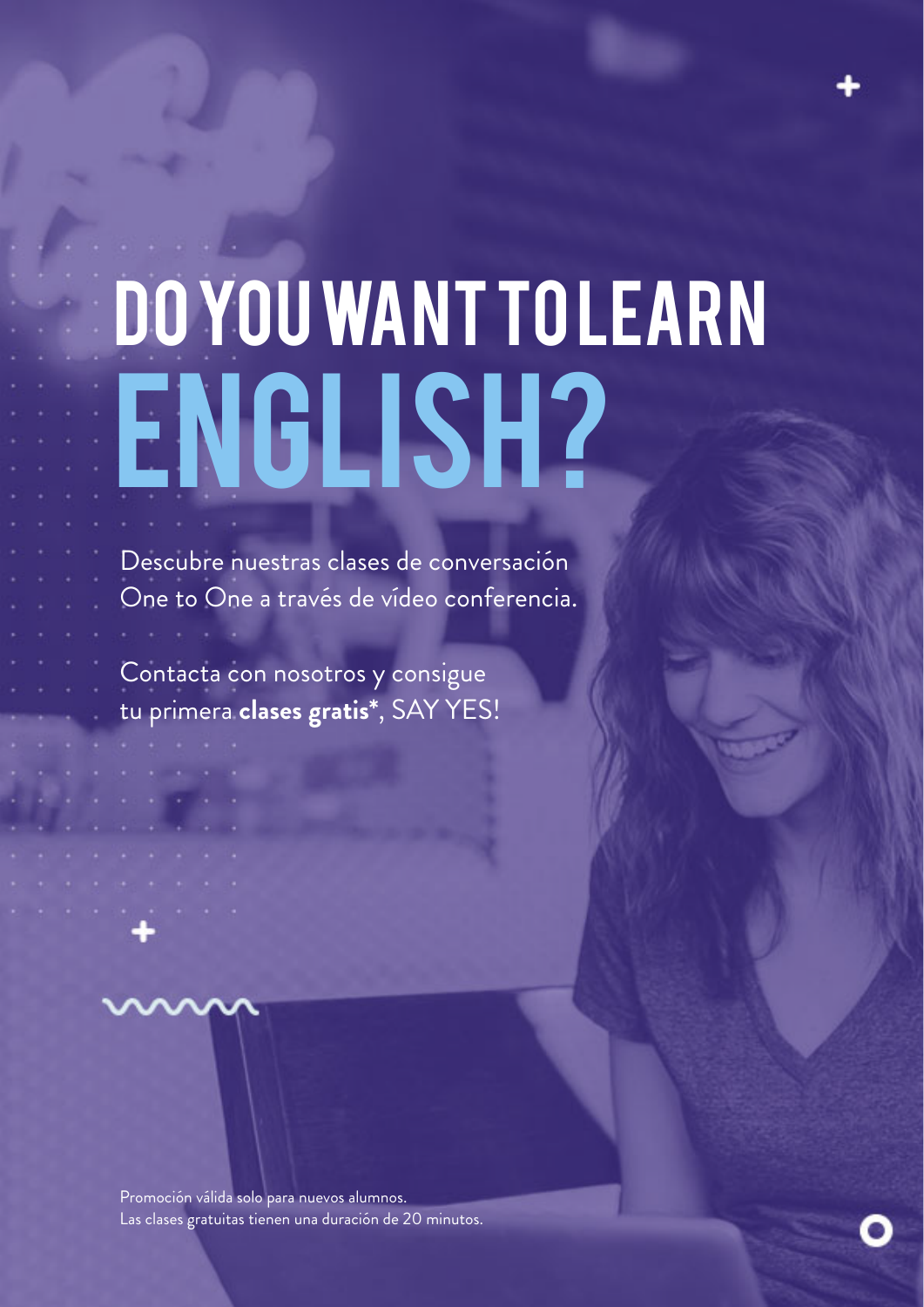# DO YOU WANT TO LEARN ENGLISH?

Descubre nuestras clases de conversación One to One a través de vídeo conferencia.

Contacta con nosotros y consigue tu primera **clases gratis***, SAY YES!

Promoción válida solo para nuevos alumnos.
Las clases gratuitas tienen una duración de 20 minutos.